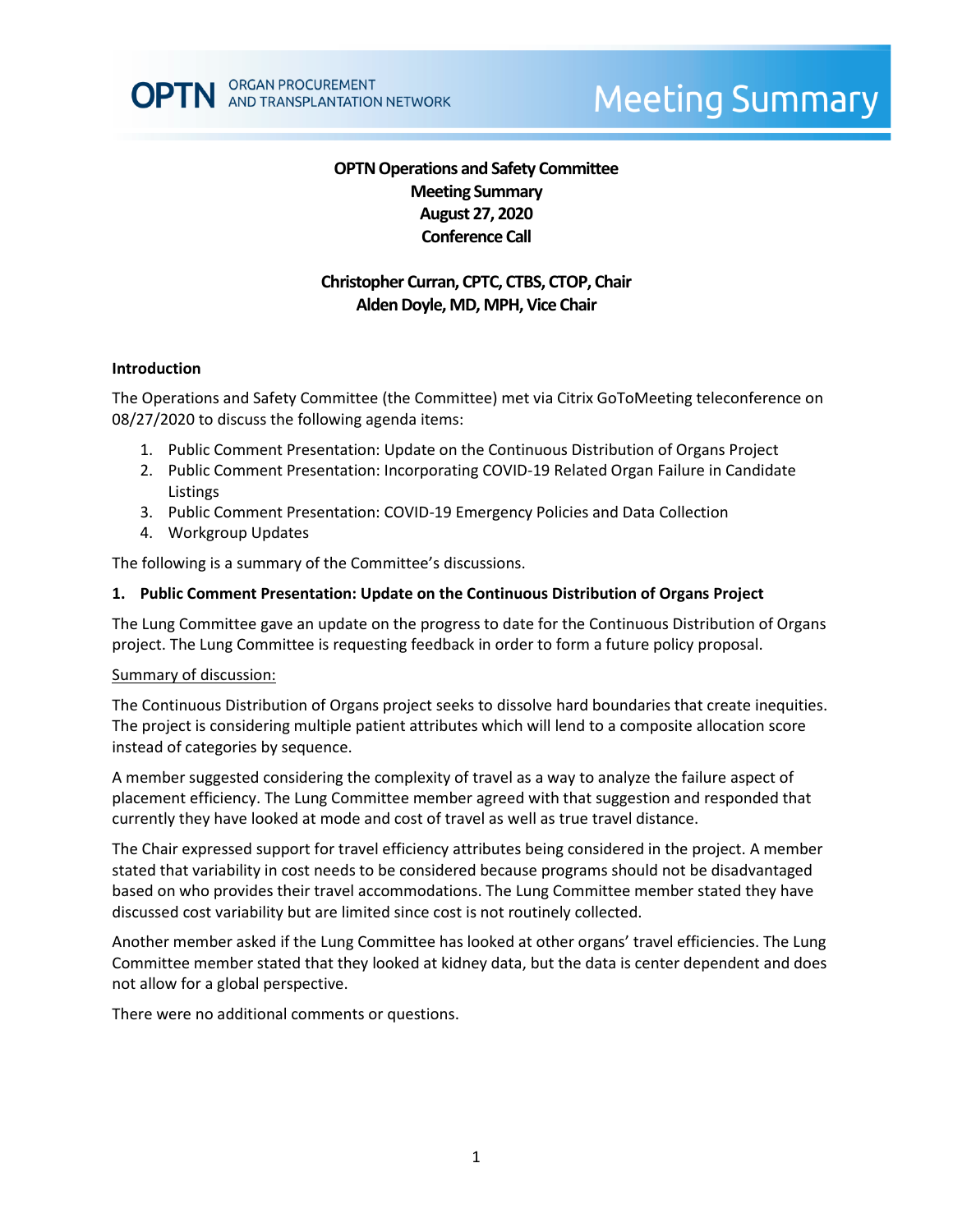# OPTN Operations and Safety Committee
## Meeting Summary
## August 27, 2020
## Conference Call

**Christopher Curran, CPTC, CTBS, CTOP, Chair**
**Alden Doyle, MD, MPH, Vice Chair**

### Introduction

The Operations and Safety Committee (the Committee) met via Citrix GoToMeeting teleconference on 08/27/2020 to discuss the following agenda items:

1. Public Comment Presentation: Update on the Continuous Distribution of Organs Project
2. Public Comment Presentation: Incorporating COVID-19 Related Organ Failure in Candidate Listings
3. Public Comment Presentation: COVID-19 Emergency Policies and Data Collection
4. Workgroup Updates

The following is a summary of the Committee's discussions.

### 1. Public Comment Presentation: Update on the Continuous Distribution of Organs Project

The Lung Committee gave an update on the progress to date for the Continuous Distribution of Organs project. The Lung Committee is requesting feedback in order to form a future policy proposal.

Summary of discussion:

The Continuous Distribution of Organs project seeks to dissolve hard boundaries that create inequities. The project is considering multiple patient attributes which will lend to a composite allocation score instead of categories by sequence.

A member suggested considering the complexity of travel as a way to analyze the failure aspect of placement efficiency. The Lung Committee member agreed with that suggestion and responded that currently they have looked at mode and cost of travel as well as true travel distance.

The Chair expressed support for travel efficiency attributes being considered in the project. A member stated that variability in cost needs to be considered because programs should not be disadvantaged based on who provides their travel accommodations. The Lung Committee member stated they have discussed cost variability but are limited since cost is not routinely collected.

Another member asked if the Lung Committee has looked at other organs' travel efficiencies. The Lung Committee member stated that they looked at kidney data, but the data is center dependent and does not allow for a global perspective.

There were no additional comments or questions.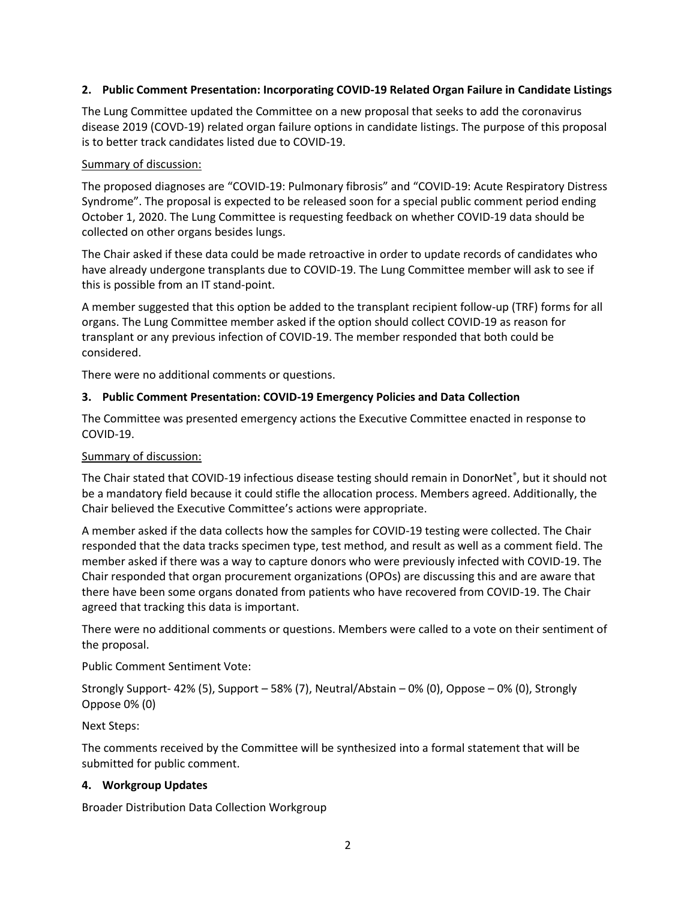## 2. Public Comment Presentation: Incorporating COVID-19 Related Organ Failure in Candidate Listings

The Lung Committee updated the Committee on a new proposal that seeks to add the coronavirus disease 2019 (COVD-19) related organ failure options in candidate listings. The purpose of this proposal is to better track candidates listed due to COVID-19.

Summary of discussion:

The proposed diagnoses are "COVID-19: Pulmonary fibrosis" and "COVID-19: Acute Respiratory Distress Syndrome". The proposal is expected to be released soon for a special public comment period ending October 1, 2020. The Lung Committee is requesting feedback on whether COVID-19 data should be collected on other organs besides lungs.

The Chair asked if these data could be made retroactive in order to update records of candidates who have already undergone transplants due to COVID-19. The Lung Committee member will ask to see if this is possible from an IT stand-point.

A member suggested that this option be added to the transplant recipient follow-up (TRF) forms for all organs. The Lung Committee member asked if the option should collect COVID-19 as reason for transplant or any previous infection of COVID-19. The member responded that both could be considered.

There were no additional comments or questions.

## 3. Public Comment Presentation: COVID-19 Emergency Policies and Data Collection

The Committee was presented emergency actions the Executive Committee enacted in response to COVID-19.

Summary of discussion:

The Chair stated that COVID-19 infectious disease testing should remain in DonorNet®, but it should not be a mandatory field because it could stifle the allocation process. Members agreed. Additionally, the Chair believed the Executive Committee's actions were appropriate.

A member asked if the data collects how the samples for COVID-19 testing were collected. The Chair responded that the data tracks specimen type, test method, and result as well as a comment field. The member asked if there was a way to capture donors who were previously infected with COVID-19. The Chair responded that organ procurement organizations (OPOs) are discussing this and are aware that there have been some organs donated from patients who have recovered from COVID-19. The Chair agreed that tracking this data is important.

There were no additional comments or questions. Members were called to a vote on their sentiment of the proposal.

Public Comment Sentiment Vote:

Strongly Support- 42% (5), Support – 58% (7), Neutral/Abstain – 0% (0), Oppose – 0% (0), Strongly Oppose 0% (0)

Next Steps:

The comments received by the Committee will be synthesized into a formal statement that will be submitted for public comment.

## 4. Workgroup Updates

Broader Distribution Data Collection Workgroup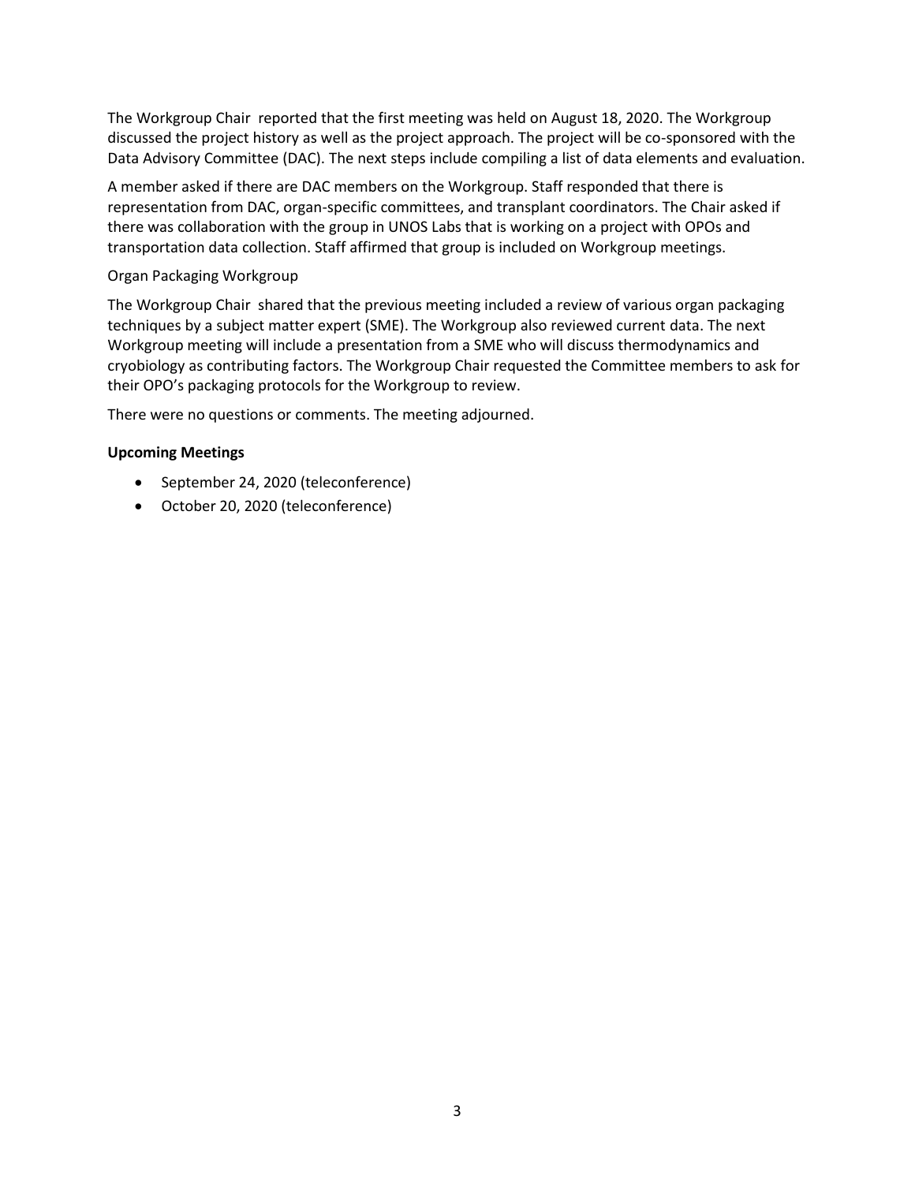The Workgroup Chair reported that the first meeting was held on August 18, 2020. The Workgroup discussed the project history as well as the project approach. The project will be co-sponsored with the Data Advisory Committee (DAC). The next steps include compiling a list of data elements and evaluation.

A member asked if there are DAC members on the Workgroup. Staff responded that there is representation from DAC, organ-specific committees, and transplant coordinators. The Chair asked if there was collaboration with the group in UNOS Labs that is working on a project with OPOs and transportation data collection. Staff affirmed that group is included on Workgroup meetings.

Organ Packaging Workgroup

The Workgroup Chair shared that the previous meeting included a review of various organ packaging techniques by a subject matter expert (SME). The Workgroup also reviewed current data. The next Workgroup meeting will include a presentation from a SME who will discuss thermodynamics and cryobiology as contributing factors. The Workgroup Chair requested the Committee members to ask for their OPO's packaging protocols for the Workgroup to review.

There were no questions or comments. The meeting adjourned.

**Upcoming Meetings**

- September 24, 2020 (teleconference)
- October 20, 2020 (teleconference)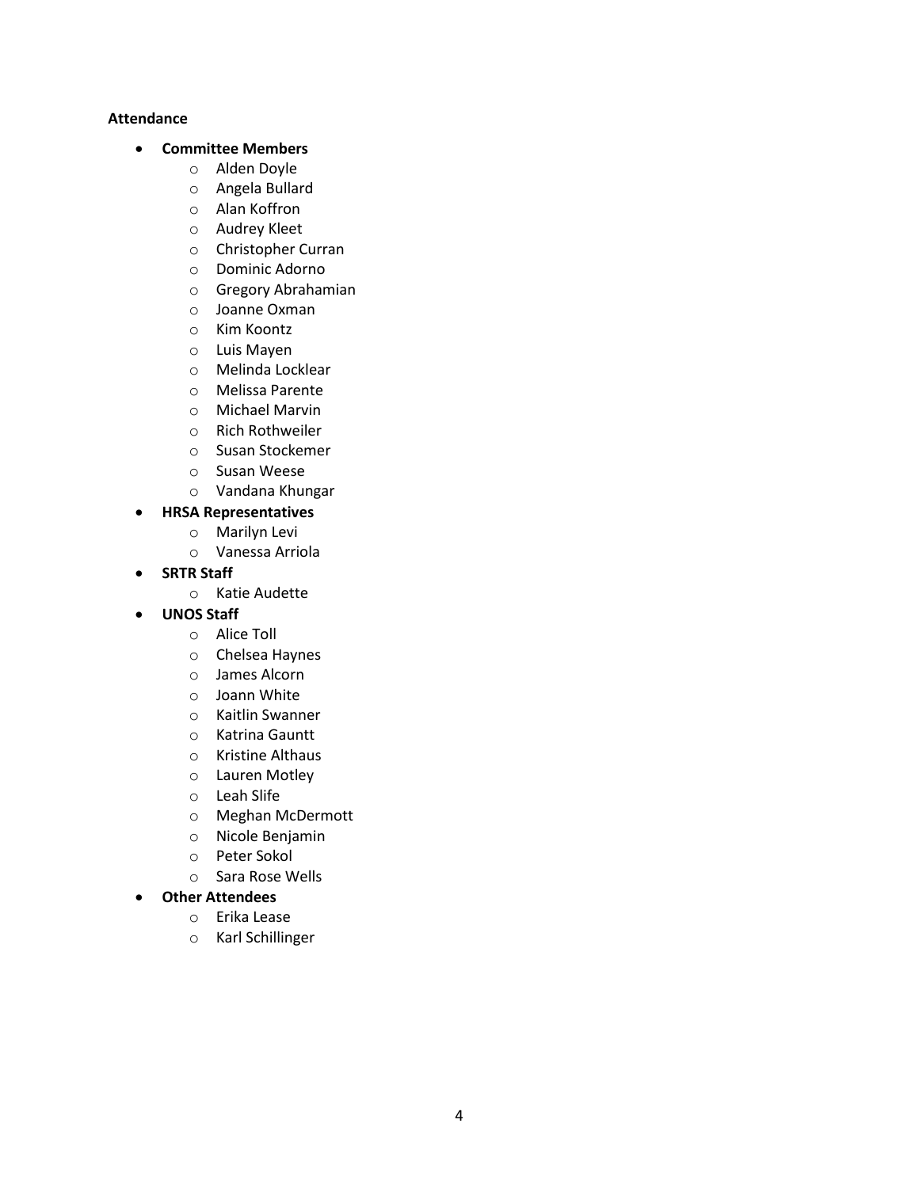**Attendance**

- **Committee Members**
    - Alden Doyle
    - Angela Bullard
    - Alan Koffron
    - Audrey Kleet
    - Christopher Curran
    - Dominic Adorno
    - Gregory Abrahamian
    - Joanne Oxman
    - Kim Koontz
    - Luis Mayen
    - Melinda Locklear
    - Melissa Parente
    - Michael Marvin
    - Rich Rothweiler
    - Susan Stockemer
    - Susan Weese
    - Vandana Khungar
- **HRSA Representatives**
    - Marilyn Levi
    - Vanessa Arriola
- **SRTR Staff**
    - Katie Audette
- **UNOS Staff**
    - Alice Toll
    - Chelsea Haynes
    - James Alcorn
    - Joann White
    - Kaitlin Swanner
    - Katrina Gauntt
    - Kristine Althaus
    - Lauren Motley
    - Leah Slife
    - Meghan McDermott
    - Nicole Benjamin
    - Peter Sokol
    - Sara Rose Wells
- **Other Attendees**
    - Erika Lease
    - Karl Schillinger